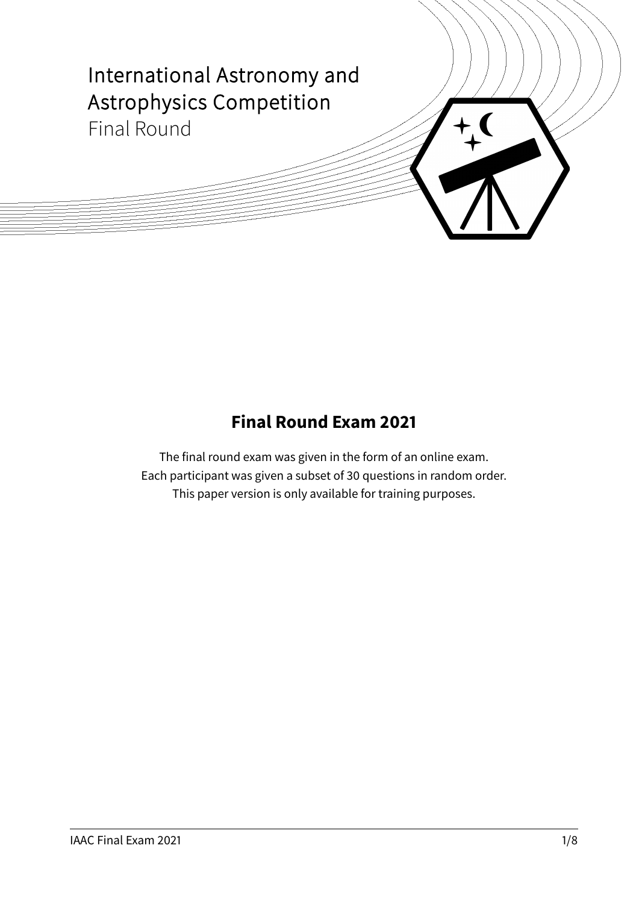# International Astronomy and Astrophysics Competition

Final Round

## Final Round Exam 2021

The final round exam was given in the form of an online exam.
Each participant was given a subset of 30 questions in random order.
This paper version is only available for training purposes.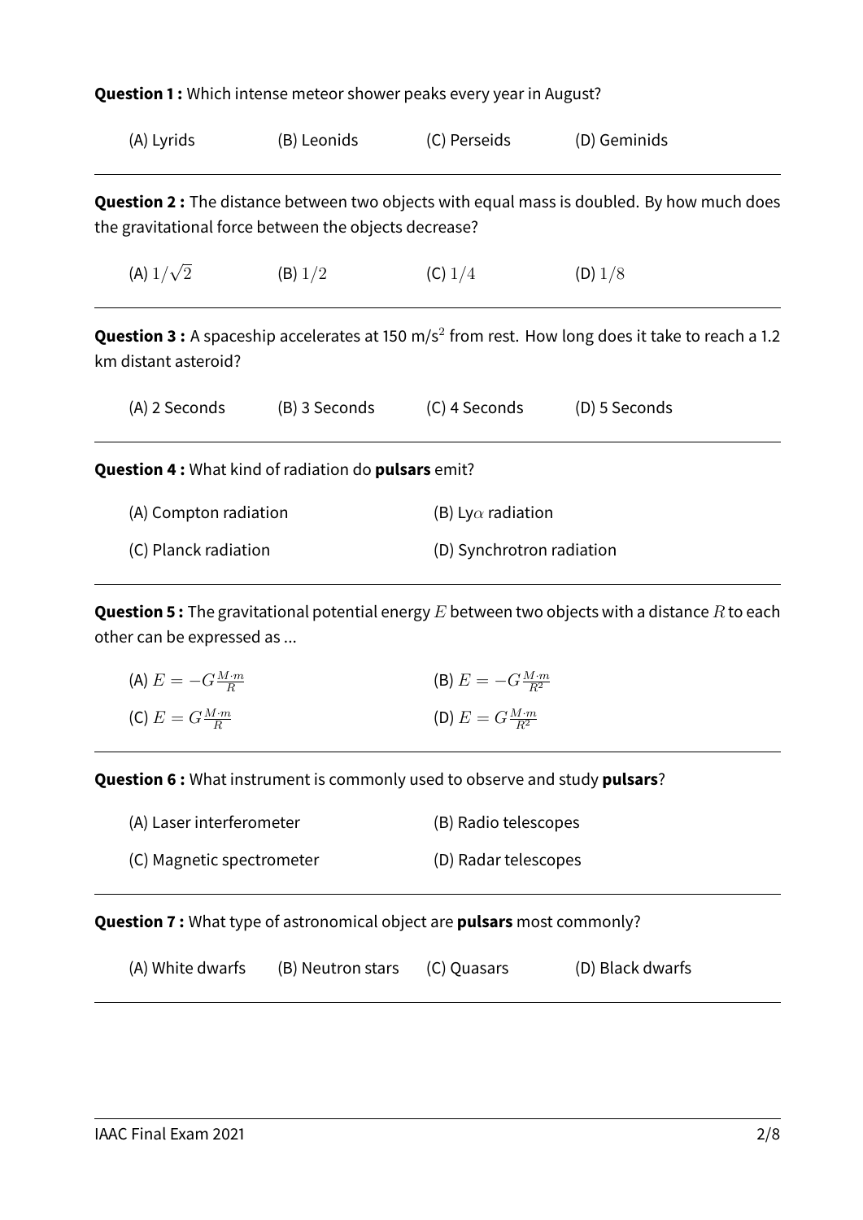**Question 1 :** Which intense meteor shower peaks every year in August?

(A) Lyrids (B) Leonids (C) Perseids (D) Geminids

---

**Question 2 :** The distance between two objects with equal mass is doubled. By how much does the gravitational force between the objects decrease?

(A) $1/\sqrt{2}$ (B) $1/2$ (C) $1/4$ (D) $1/8$

---

**Question 3 :** A spaceship accelerates at 150 m/s$^2$ from rest. How long does it take to reach a 1.2 km distant asteroid?

(A) 2 Seconds (B) 3 Seconds (C) 4 Seconds (D) 5 Seconds

---

**Question 4 :** What kind of radiation do **pulsars** emit?

(A) Compton radiation (B) Ly$\alpha$ radiation

(C) Planck radiation (D) Synchrotron radiation

---

**Question 5 :** The gravitational potential energy $E$ between two objects with a distance $R$ to each other can be expressed as ...

(A) $E = -G\frac{M \cdot m}{R}$ (B) $E = -G\frac{M \cdot m}{R^2}$

(C) $E = G\frac{M \cdot m}{R}$ (D) $E = G\frac{M \cdot m}{R^2}$

---

**Question 6 :** What instrument is commonly used to observe and study **pulsars**?

(A) Laser interferometer (B) Radio telescopes

(C) Magnetic spectrometer (D) Radar telescopes

---

**Question 7 :** What type of astronomical object are **pulsars** most commonly?

(A) White dwarfs (B) Neutron stars (C) Quasars (D) Black dwarfs

---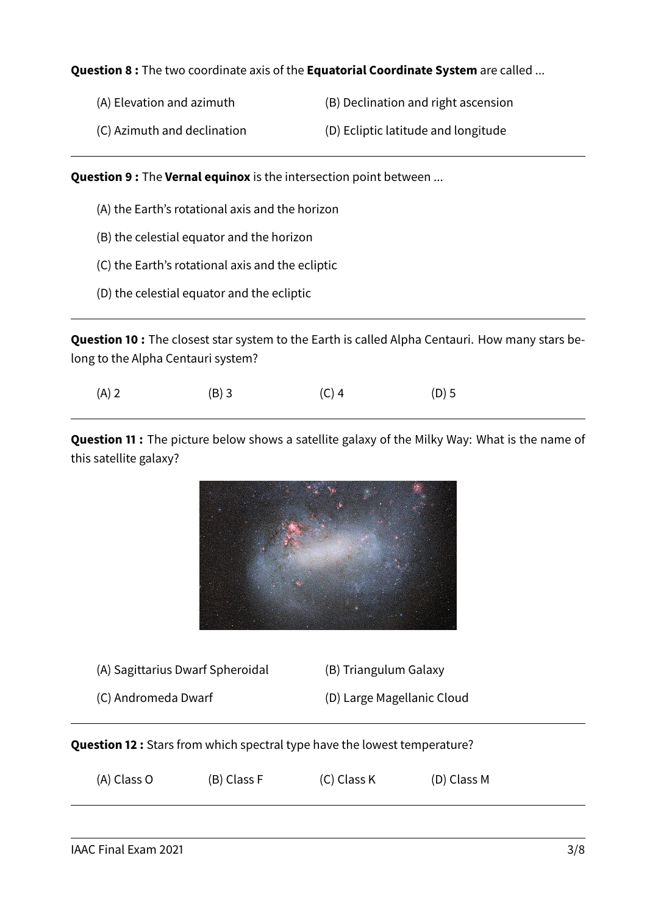**Question 8 :** The two coordinate axis of the **Equatorial Coordinate System** are called ...

(A) Elevation and azimuth

(B) Declination and right ascension

(C) Azimuth and declination

(D) Ecliptic latitude and longitude

---

**Question 9 :** The **Vernal equinox** is the intersection point between ...

(A) the Earth's rotational axis and the horizon

(B) the celestial equator and the horizon

(C) the Earth's rotational axis and the ecliptic

(D) the celestial equator and the ecliptic

---

**Question 10 :** The closest star system to the Earth is called Alpha Centauri. How many stars belong to the Alpha Centauri system?

(A) 2 (B) 3 (C) 4 (D) 5

---

**Question 11 :** The picture below shows a satellite galaxy of the Milky Way: What is the name of this satellite galaxy?

(A) Sagittarius Dwarf Spheroidal

(B) Triangulum Galaxy

(C) Andromeda Dwarf

(D) Large Magellanic Cloud

---

**Question 12 :** Stars from which spectral type have the lowest temperature?

(A) Class O (B) Class F (C) Class K (D) Class M

---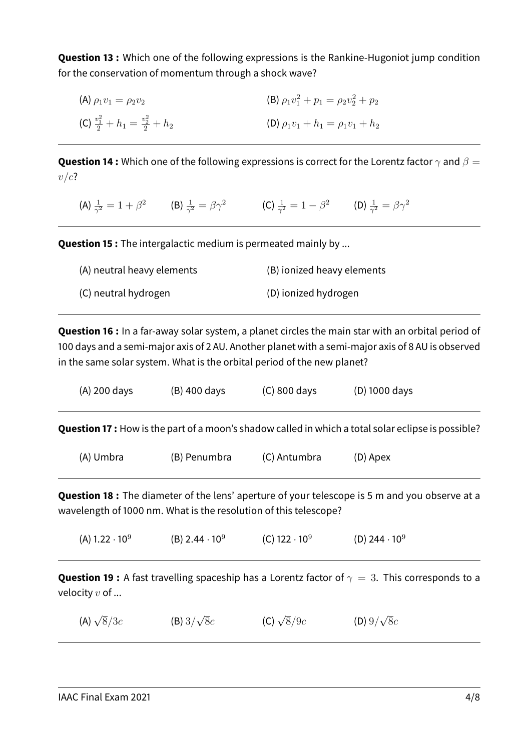**Question 13 :** Which one of the following expressions is the Rankine-Hugoniot jump condition for the conservation of momentum through a shock wave?

(A) $\rho_1 v_1 = \rho_2 v_2$

(B) $\rho_1 v_1^2 + p_1 = \rho_2 v_2^2 + p_2$

(C) $\frac{v_1^2}{2} + h_1 = \frac{v_2^2}{2} + h_2$

(D) $\rho_1 v_1 + h_1 = \rho_1 v_1 + h_2$

---

**Question 14 :** Which one of the following expressions is correct for the Lorentz factor $\gamma$ and $\beta = v/c$?

(A) $\frac{1}{\gamma^2} = 1 + \beta^2$

(B) $\frac{1}{\gamma^2} = \beta\gamma^2$

(C) $\frac{1}{\gamma^2} = 1 - \beta^2$

(D) $\frac{1}{\gamma^2} = \beta\gamma^2$

---

**Question 15 :** The intergalactic medium is permeated mainly by ...

(A) neutral heavy elements

(B) ionized heavy elements

(C) neutral hydrogen

(D) ionized hydrogen

---

**Question 16 :** In a far-away solar system, a planet circles the main star with an orbital period of 100 days and a semi-major axis of 2 AU. Another planet with a semi-major axis of 8 AU is observed in the same solar system. What is the orbital period of the new planet?

(A) 200 days

(B) 400 days

(C) 800 days

(D) 1000 days

---

**Question 17 :** How is the part of a moon's shadow called in which a total solar eclipse is possible?

(A) Umbra

(B) Penumbra

(C) Antumbra

(D) Apex

---

**Question 18 :** The diameter of the lens' aperture of your telescope is 5 m and you observe at a wavelength of 1000 nm. What is the resolution of this telescope?

(A) $1.22 \cdot 10^9$

(B) $2.44 \cdot 10^9$

(C) $122 \cdot 10^9$

(D) $244 \cdot 10^9$

---

**Question 19 :** A fast travelling spaceship has a Lorentz factor of $\gamma = 3$. This corresponds to a velocity $v$ of ...

(A) $\sqrt{8}/3c$

(B) $3/\sqrt{8}c$

(C) $\sqrt{8}/9c$

(D) $9/\sqrt{8}c$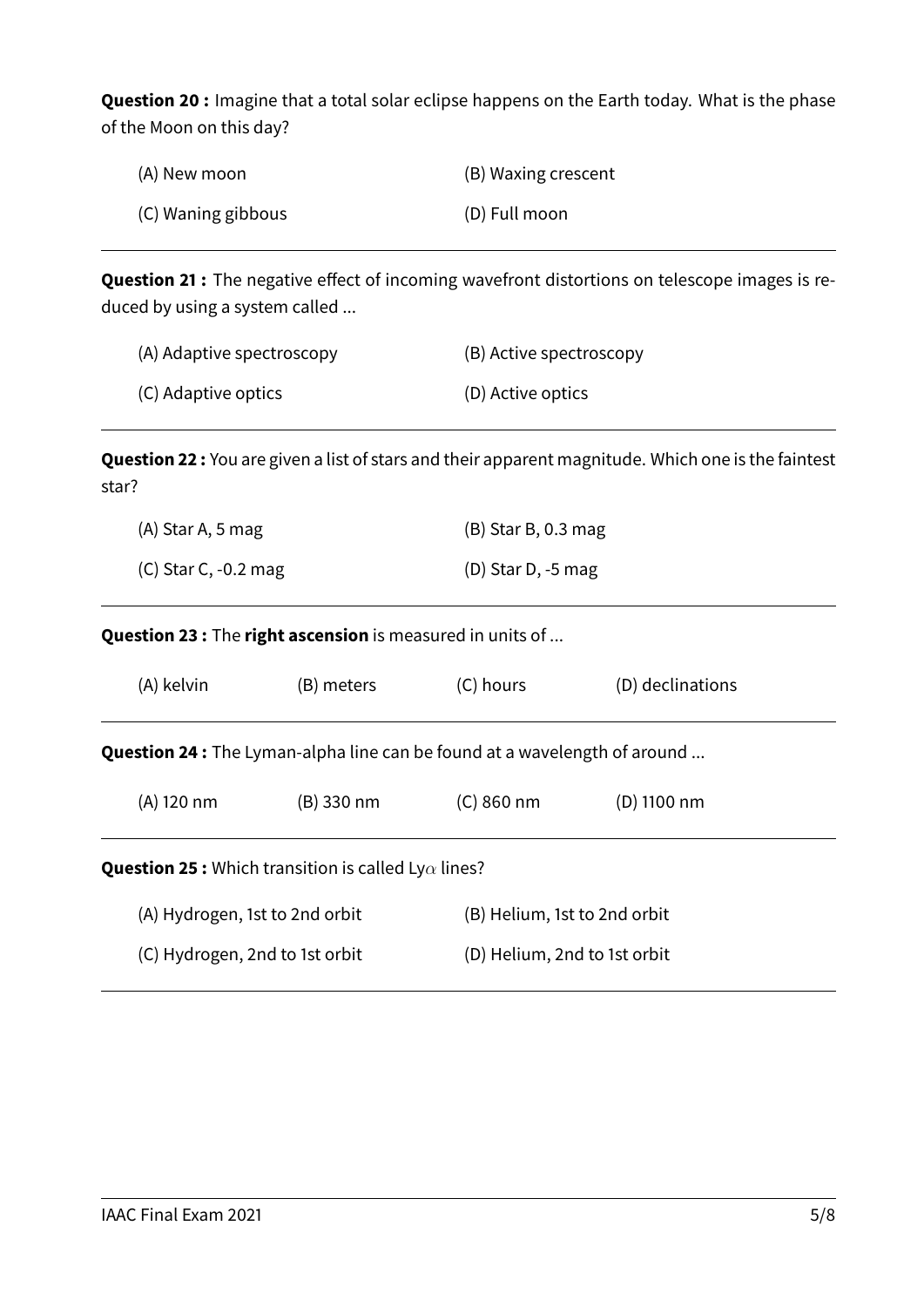**Question 20 :** Imagine that a total solar eclipse happens on the Earth today. What is the phase of the Moon on this day?

(A) New moon

(B) Waxing crescent

(C) Waning gibbous

(D) Full moon

---

**Question 21 :** The negative effect of incoming wavefront distortions on telescope images is reduced by using a system called ...

(A) Adaptive spectroscopy

(B) Active spectroscopy

(C) Adaptive optics

(D) Active optics

---

**Question 22 :** You are given a list of stars and their apparent magnitude. Which one is the faintest star?

(A) Star A, 5 mag

(B) Star B, 0.3 mag

(C) Star C, -0.2 mag

(D) Star D, -5 mag

---

**Question 23 :** The **right ascension** is measured in units of ...

(A) kelvin

(B) meters

(C) hours

(D) declinations

---

**Question 24 :** The Lyman-alpha line can be found at a wavelength of around ...

(A) 120 nm

(B) 330 nm

(C) 860 nm

(D) 1100 nm

---

**Question 25 :** Which transition is called Ly$\alpha$ lines?

(A) Hydrogen, 1st to 2nd orbit

(B) Helium, 1st to 2nd orbit

(C) Hydrogen, 2nd to 1st orbit

(D) Helium, 2nd to 1st orbit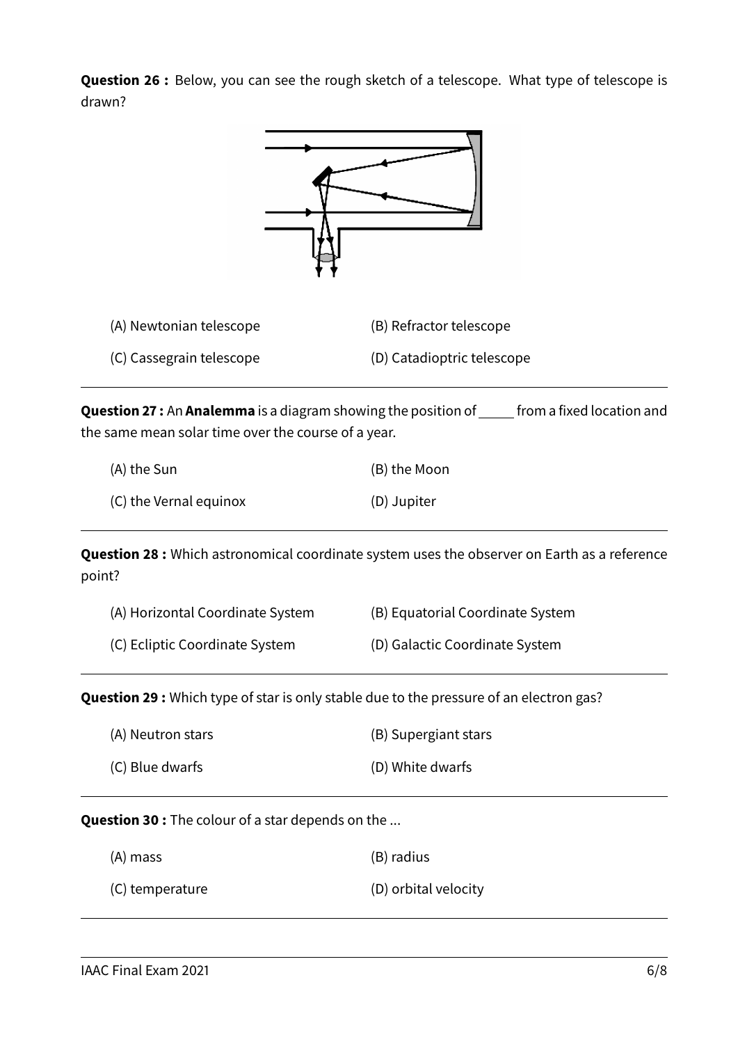**Question 26 :** Below, you can see the rough sketch of a telescope. What type of telescope is drawn?

(A) Newtonian telescope

(B) Refractor telescope

(C) Cassegrain telescope

(D) Catadioptric telescope

---

**Question 27 :** An **Analemma** is a diagram showing the position of _____ from a fixed location and the same mean solar time over the course of a year.

(A) the Sun

(B) the Moon

(C) the Vernal equinox

(D) Jupiter

---

**Question 28 :** Which astronomical coordinate system uses the observer on Earth as a reference point?

(A) Horizontal Coordinate System

(B) Equatorial Coordinate System

(C) Ecliptic Coordinate System

(D) Galactic Coordinate System

---

**Question 29 :** Which type of star is only stable due to the pressure of an electron gas?

(A) Neutron stars

(B) Supergiant stars

(C) Blue dwarfs

(D) White dwarfs

---

**Question 30 :** The colour of a star depends on the ...

(A) mass

(B) radius

(C) temperature

(D) orbital velocity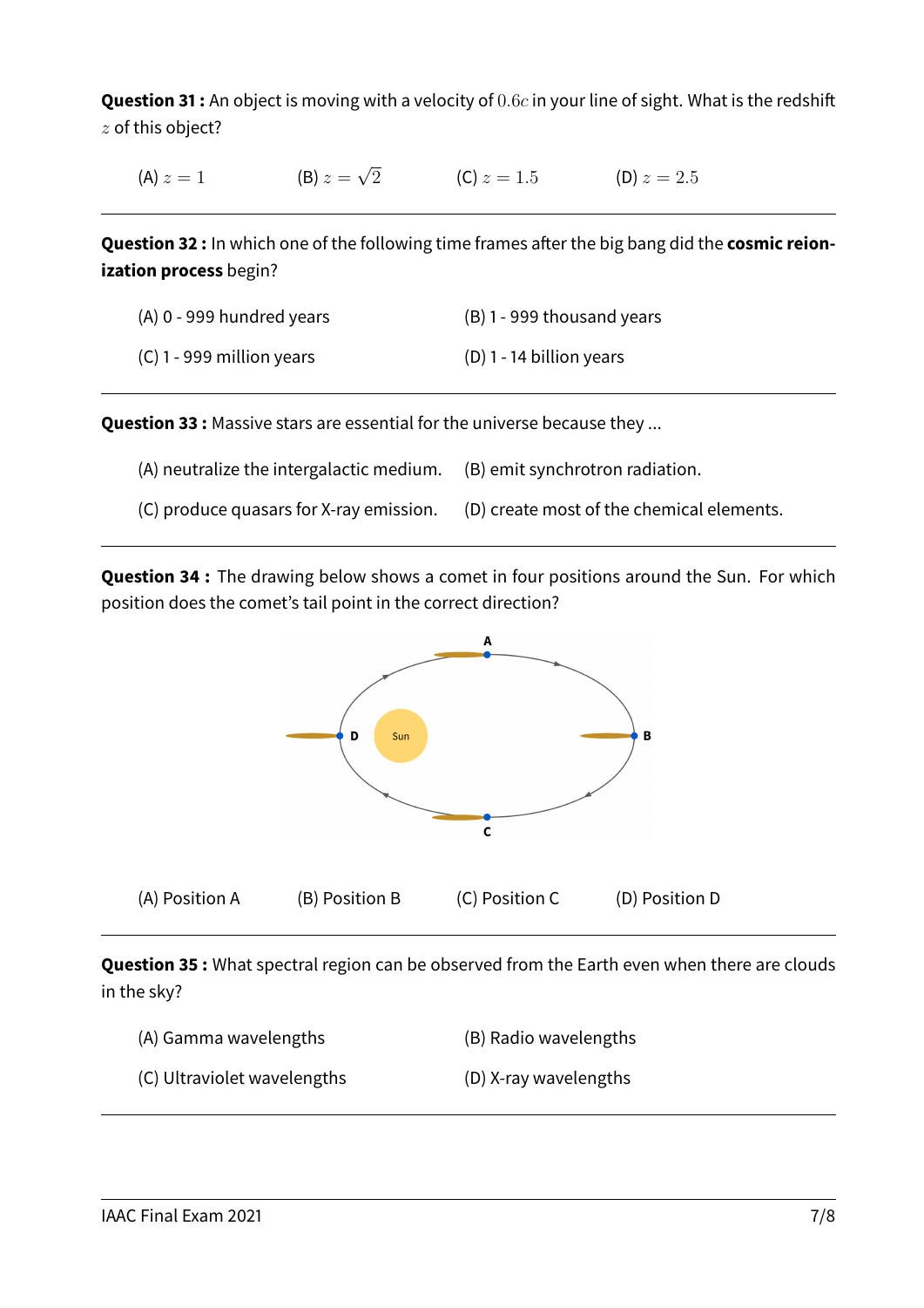**Question 31 :** An object is moving with a velocity of $0.6c$ in your line of sight. What is the redshift $z$ of this object?

(A) $z = 1$ (B) $z = \sqrt{2}$ (C) $z = 1.5$ (D) $z = 2.5$

---

**Question 32 :** In which one of the following time frames after the big bang did the **cosmic reionization process** begin?

(A) 0 - 999 hundred years (B) 1 - 999 thousand years

(C) 1 - 999 million years (D) 1 - 14 billion years

---

**Question 33 :** Massive stars are essential for the universe because they ...

(A) neutralize the intergalactic medium. (B) emit synchrotron radiation.

(C) produce quasars for X-ray emission. (D) create most of the chemical elements.

---

**Question 34 :** The drawing below shows a comet in four positions around the Sun. For which position does the comet's tail point in the correct direction?

(A) Position A (B) Position B (C) Position C (D) Position D

---

**Question 35 :** What spectral region can be observed from the Earth even when there are clouds in the sky?

(A) Gamma wavelengths (B) Radio wavelengths

(C) Ultraviolet wavelengths (D) X-ray wavelengths

---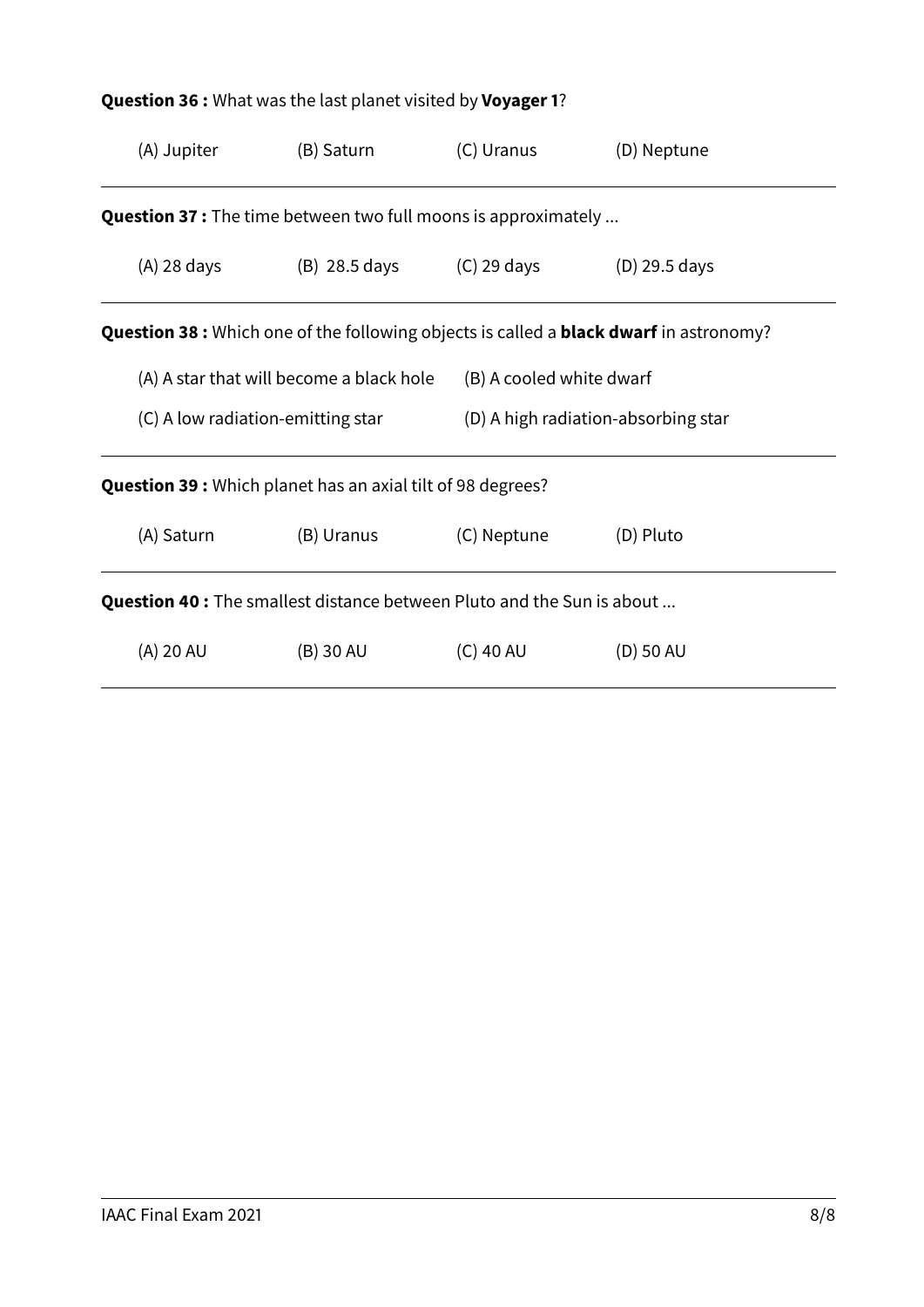**Question 36 :** What was the last planet visited by **Voyager 1**?

(A) Jupiter (B) Saturn (C) Uranus (D) Neptune

---

**Question 37 :** The time between two full moons is approximately ...

(A) 28 days (B) 28.5 days (C) 29 days (D) 29.5 days

---

**Question 38 :** Which one of the following objects is called a **black dwarf** in astronomy?

(A) A star that will become a black hole (B) A cooled white dwarf

(C) A low radiation-emitting star (D) A high radiation-absorbing star

---

**Question 39 :** Which planet has an axial tilt of 98 degrees?

(A) Saturn (B) Uranus (C) Neptune (D) Pluto

---

**Question 40 :** The smallest distance between Pluto and the Sun is about ...

(A) 20 AU (B) 30 AU (C) 40 AU (D) 50 AU

---